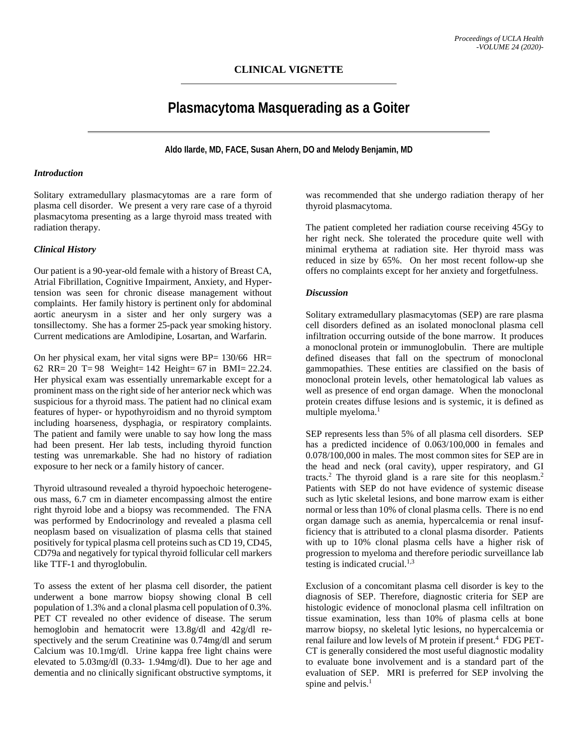## CLINICAL VIGNETTE

# Plasmacytoma Masquerading as a Goiter

**Aldo Ilarde, MD, FACE, Susan Ahern, DO and Melody Benjamin, MD**

### *Introduction*

Solitary extramedullary plasmacytomas are a rare form of plasma cell disorder. We present a very rare case of a thyroid plasmacytoma presenting as a large thyroid mass treated with radiation therapy.

### *Clinical History*

Our patient is a 90-year-old female with a history of Breast CA, Atrial Fibrillation, Cognitive Impairment, Anxiety, and Hypertension was seen for chronic disease management without complaints. Her family history is pertinent only for abdominal aortic aneurysm in a sister and her only surgery was a tonsillectomy. She has a former 25-pack year smoking history. Current medications are Amlodipine, Losartan, and Warfarin.

On her physical exam, her vital signs were BP= 130/66 HR= 62 RR= 20 T= 98 Weight= 142 Height= 67 in BMI= 22.24. Her physical exam was essentially unremarkable except for a prominent mass on the right side of her anterior neck which was suspicious for a thyroid mass. The patient had no clinical exam features of hyper- or hypothyroidism and no thyroid symptom including hoarseness, dysphagia, or respiratory complaints. The patient and family were unable to say how long the mass had been present. Her lab tests, including thyroid function testing was unremarkable. She had no history of radiation exposure to her neck or a family history of cancer.

Thyroid ultrasound revealed a thyroid hypoechoic heterogeneous mass, 6.7 cm in diameter encompassing almost the entire right thyroid lobe and a biopsy was recommended. The FNA was performed by Endocrinology and revealed a plasma cell neoplasm based on visualization of plasma cells that stained positively for typical plasma cell proteins such as CD 19, CD45, CD79a and negatively for typical thyroid follicular cell markers like TTF-1 and thyroglobulin.

To assess the extent of her plasma cell disorder, the patient underwent a bone marrow biopsy showing clonal B cell population of 1.3% and a clonal plasma cell population of 0.3%. PET CT revealed no other evidence of disease. The serum hemoglobin and hematocrit were 13.8g/dl and 42g/dl respectively and the serum Creatinine was 0.74mg/dl and serum Calcium was 10.1mg/dl. Urine kappa free light chains were elevated to 5.03mg/dl (0.33- 1.94mg/dl). Due to her age and dementia and no clinically significant obstructive symptoms, it was recommended that she undergo radiation therapy of her thyroid plasmacytoma.

The patient completed her radiation course receiving 45Gy to her right neck. She tolerated the procedure quite well with minimal erythema at radiation site. Her thyroid mass was reduced in size by 65%. On her most recent follow-up she offers no complaints except for her anxiety and forgetfulness.

### *Discussion*

Solitary extramedullary plasmacytomas (SEP) are rare plasma cell disorders defined as an isolated monoclonal plasma cell infiltration occurring outside of the bone marrow. It produces a monoclonal protein or immunoglobulin. There are multiple defined diseases that fall on the spectrum of monoclonal gammopathies. These entities are classified on the basis of monoclonal protein levels, other hematological lab values as well as presence of end organ damage. When the monoclonal protein creates diffuse lesions and is systemic, it is defined as multiple myeloma.[1]

SEP represents less than 5% of all plasma cell disorders. SEP has a predicted incidence of 0.063/100,000 in females and 0.078/100,000 in males. The most common sites for SEP are in the head and neck (oral cavity), upper respiratory, and GI tracts.[2] The thyroid gland is a rare site for this neoplasm.[2] Patients with SEP do not have evidence of systemic disease such as lytic skeletal lesions, and bone marrow exam is either normal or less than 10% of clonal plasma cells. There is no end organ damage such as anemia, hypercalcemia or renal insufficiency that is attributed to a clonal plasma disorder. Patients with up to 10% clonal plasma cells have a higher risk of progression to myeloma and therefore periodic surveillance lab testing is indicated crucial.[1,3]

Exclusion of a concomitant plasma cell disorder is key to the diagnosis of SEP. Therefore, diagnostic criteria for SEP are histologic evidence of monoclonal plasma cell infiltration on tissue examination, less than 10% of plasma cells at bone marrow biopsy, no skeletal lytic lesions, no hypercalcemia or renal failure and low levels of M protein if present.[4] FDG PET-CT is generally considered the most useful diagnostic modality to evaluate bone involvement and is a standard part of the evaluation of SEP. MRI is preferred for SEP involving the spine and pelvis.[1]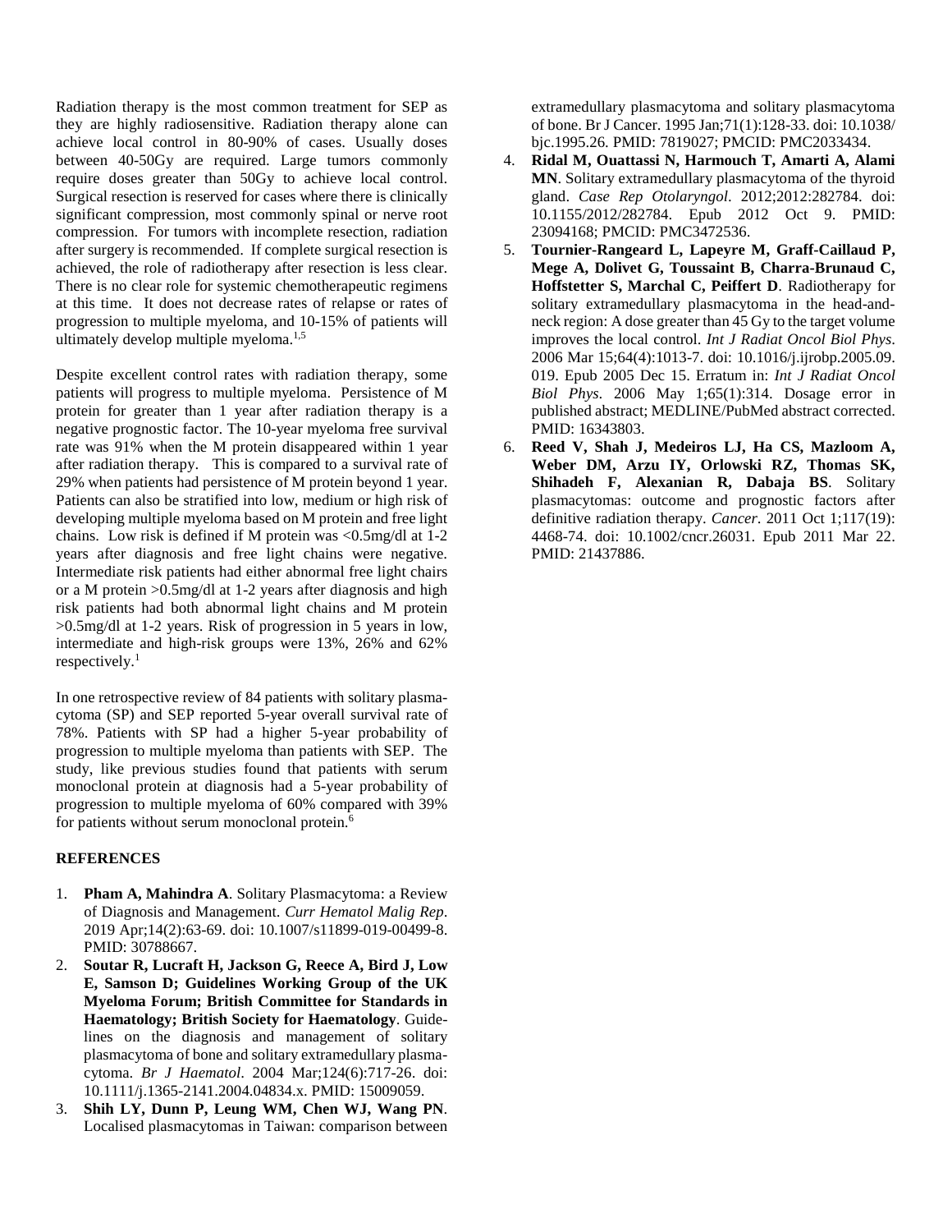Radiation therapy is the most common treatment for SEP as they are highly radiosensitive. Radiation therapy alone can achieve local control in 80-90% of cases. Usually doses between 40-50Gy are required. Large tumors commonly require doses greater than 50Gy to achieve local control. Surgical resection is reserved for cases where there is clinically significant compression, most commonly spinal or nerve root compression. For tumors with incomplete resection, radiation after surgery is recommended. If complete surgical resection is achieved, the role of radiotherapy after resection is less clear. There is no clear role for systemic chemotherapeutic regimens at this time. It does not decrease rates of relapse or rates of progression to multiple myeloma, and 10-15% of patients will ultimately develop multiple myeloma.[1,5]

Despite excellent control rates with radiation therapy, some patients will progress to multiple myeloma. Persistence of M protein for greater than 1 year after radiation therapy is a negative prognostic factor. The 10-year myeloma free survival rate was 91% when the M protein disappeared within 1 year after radiation therapy. This is compared to a survival rate of 29% when patients had persistence of M protein beyond 1 year. Patients can also be stratified into low, medium or high risk of developing multiple myeloma based on M protein and free light chains. Low risk is defined if M protein was <0.5mg/dl at 1-2 years after diagnosis and free light chains were negative. Intermediate risk patients had either abnormal free light chairs or a M protein >0.5mg/dl at 1-2 years after diagnosis and high risk patients had both abnormal light chains and M protein >0.5mg/dl at 1-2 years. Risk of progression in 5 years in low, intermediate and high-risk groups were 13%, 26% and 62% respectively.[1]

In one retrospective review of 84 patients with solitary plasmacytoma (SP) and SEP reported 5-year overall survival rate of 78%. Patients with SP had a higher 5-year probability of progression to multiple myeloma than patients with SEP. The study, like previous studies found that patients with serum monoclonal protein at diagnosis had a 5-year probability of progression to multiple myeloma of 60% compared with 39% for patients without serum monoclonal protein.[6]

## REFERENCES

1. **Pham A, Mahindra A**. Solitary Plasmacytoma: a Review of Diagnosis and Management. *Curr Hematol Malig Rep*. 2019 Apr;14(2):63-69. doi: 10.1007/s11899-019-00499-8. PMID: 30788667.
2. **Soutar R, Lucraft H, Jackson G, Reece A, Bird J, Low E, Samson D; Guidelines Working Group of the UK Myeloma Forum; British Committee for Standards in Haematology; British Society for Haematology**. Guidelines on the diagnosis and management of solitary plasmacytoma of bone and solitary extramedullary plasmacytoma. *Br J Haematol*. 2004 Mar;124(6):717-26. doi: 10.1111/j.1365-2141.2004.04834.x. PMID: 15009059.
3. **Shih LY, Dunn P, Leung WM, Chen WJ, Wang PN**. Localised plasmacytomas in Taiwan: comparison between extramedullary plasmacytoma and solitary plasmacytoma of bone. Br J Cancer. 1995 Jan;71(1):128-33. doi: 10.1038/bjc.1995.26. PMID: 7819027; PMCID: PMC2033434.
4. **Ridal M, Ouattassi N, Harmouch T, Amarti A, Alami MN**. Solitary extramedullary plasmacytoma of the thyroid gland. *Case Rep Otolaryngol*. 2012;2012:282784. doi: 10.1155/2012/282784. Epub 2012 Oct 9. PMID: 23094168; PMCID: PMC3472536.
5. **Tournier-Rangeard L, Lapeyre M, Graff-Caillaud P, Mege A, Dolivet G, Toussaint B, Charra-Brunaud C, Hoffstetter S, Marchal C, Peiffert D**. Radiotherapy for solitary extramedullary plasmacytoma in the head-and-neck region: A dose greater than 45 Gy to the target volume improves the local control. *Int J Radiat Oncol Biol Phys*. 2006 Mar 15;64(4):1013-7. doi: 10.1016/j.ijrobp.2005.09.019. Epub 2005 Dec 15. Erratum in: *Int J Radiat Oncol Biol Phys*. 2006 May 1;65(1):314. Dosage error in published abstract; MEDLINE/PubMed abstract corrected. PMID: 16343803.
6. **Reed V, Shah J, Medeiros LJ, Ha CS, Mazloom A, Weber DM, Arzu IY, Orlowski RZ, Thomas SK, Shihadeh F, Alexanian R, Dabaja BS**. Solitary plasmacytomas: outcome and prognostic factors after definitive radiation therapy. *Cancer*. 2011 Oct 1;117(19):4468-74. doi: 10.1002/cncr.26031. Epub 2011 Mar 22. PMID: 21437886.